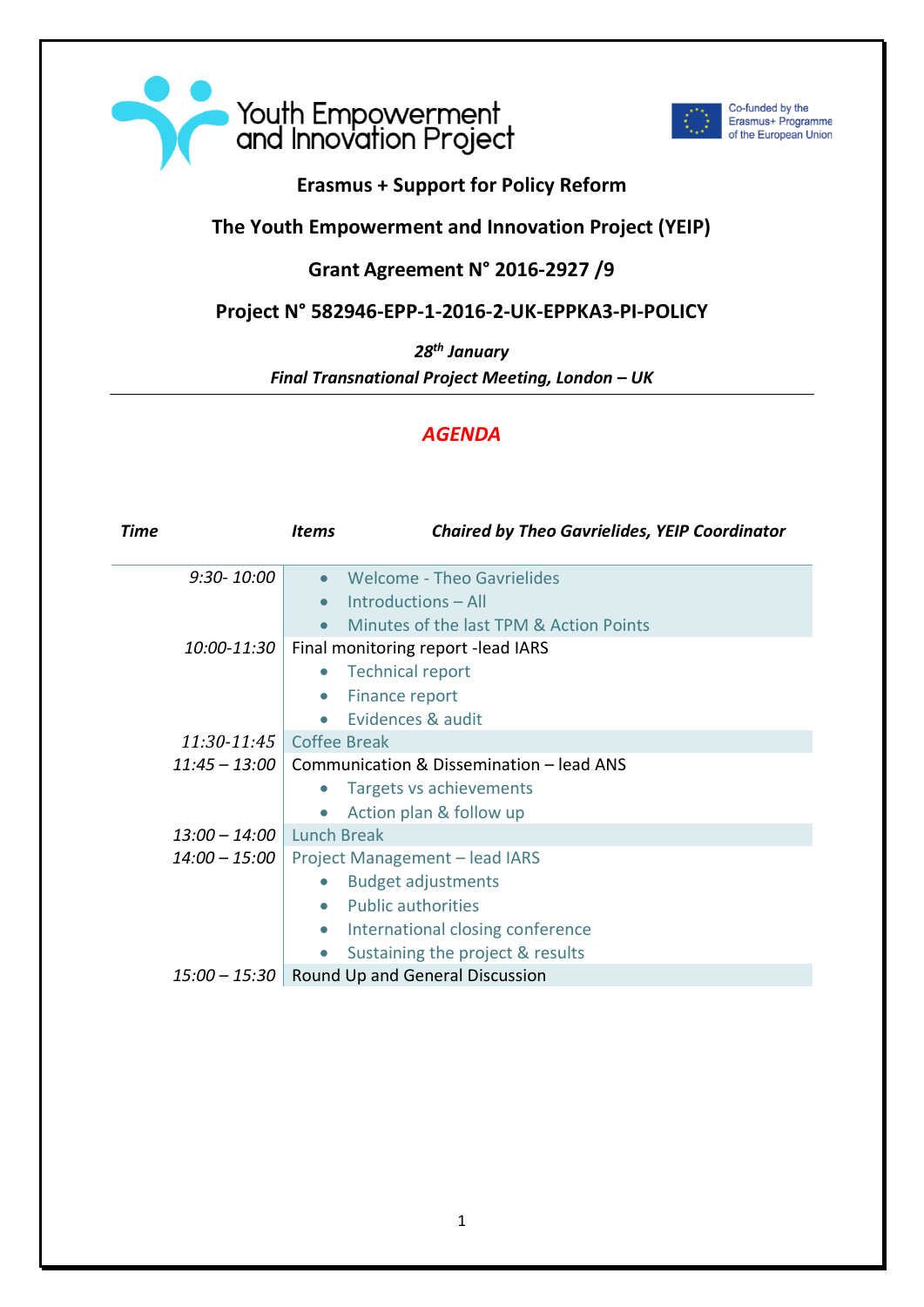Youth Empowerment and Innovation Project

Co-funded by the Erasmus+ Programme of the European Union

**Erasmus + Support for Policy Reform**

**The Youth Empowerment and Innovation Project (YEIP)**

**Grant Agreement N° 2016-2927 /9**

**Project N° 582946-EPP-1-2016-2-UK-EPPKA3-PI-POLICY**

***28th January***

***Final Transnational Project Meeting, London – UK***

---

## *AGENDA*

| *Time* | *Items* — *Chaired by Theo Gavrielides, YEIP Coordinator* |
|---|---|
| *9:30- 10:00* | • Welcome - Theo Gavrielides<br>• Introductions – All<br>• Minutes of the last TPM & Action Points |
| *10:00-11:30* | Final monitoring report -lead IARS<br>• Technical report<br>• Finance report<br>• Evidences & audit |
| *11:30-11:45* | Coffee Break |
| *11:45 – 13:00* | Communication & Dissemination – lead ANS<br>• Targets vs achievements<br>• Action plan & follow up |
| *13:00 – 14:00* | Lunch Break |
| *14:00 – 15:00* | Project Management – lead IARS<br>• Budget adjustments<br>• Public authorities<br>• International closing conference<br>• Sustaining the project & results |
| *15:00 – 15:30* | Round Up and General Discussion |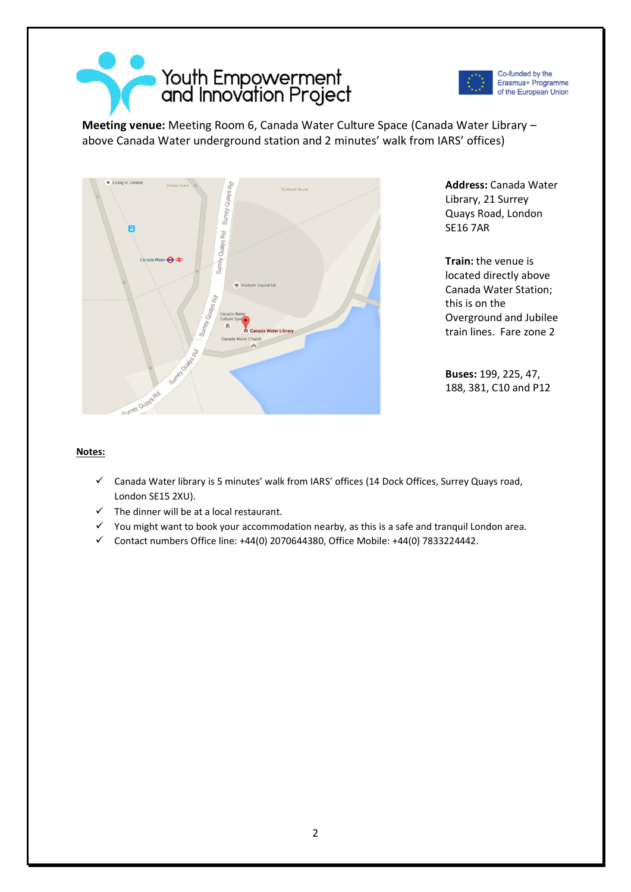Youth Empowerment and Innovation Project

Co-funded by the Erasmus+ Programme of the European Union

**Meeting venue:** Meeting Room 6, Canada Water Culture Space (Canada Water Library – above Canada Water underground station and 2 minutes' walk from IARS' offices)

**Address:** Canada Water Library, 21 Surrey Quays Road, London SE16 7AR

**Train:** the venue is located directly above Canada Water Station; this is on the Overground and Jubilee train lines. Fare zone 2

**Buses:** 199, 225, 47, 188, 381, C10 and P12

**Notes:**

- ✓ Canada Water library is 5 minutes' walk from IARS' offices (14 Dock Offices, Surrey Quays road, London SE15 2XU).
- ✓ The dinner will be at a local restaurant.
- ✓ You might want to book your accommodation nearby, as this is a safe and tranquil London area.
- ✓ Contact numbers Office line: +44(0) 2070644380, Office Mobile: +44(0) 7833224442.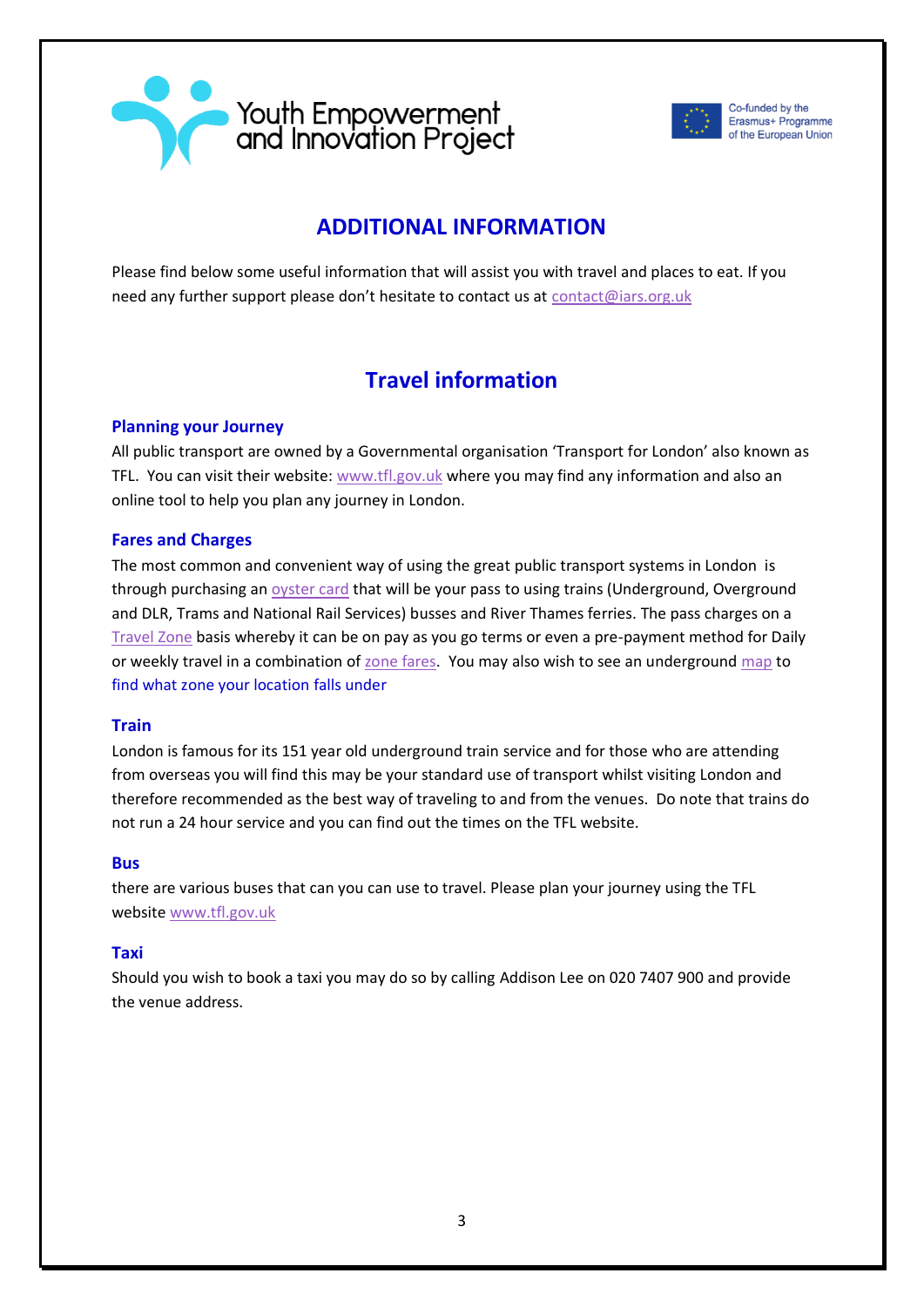Youth Empowerment and Innovation Project

Co-funded by the Erasmus+ Programme of the European Union

# ADDITIONAL INFORMATION

Please find below some useful information that will assist you with travel and places to eat. If you need any further support please don't hesitate to contact us at contact@iars.org.uk

## Travel information

### Planning your Journey

All public transport are owned by a Governmental organisation 'Transport for London' also known as TFL. You can visit their website: www.tfl.gov.uk where you may find any information and also an online tool to help you plan any journey in London.

### Fares and Charges

The most common and convenient way of using the great public transport systems in London is through purchasing an oyster card that will be your pass to using trains (Underground, Overground and DLR, Trams and National Rail Services) busses and River Thames ferries. The pass charges on a Travel Zone basis whereby it can be on pay as you go terms or even a pre-payment method for Daily or weekly travel in a combination of zone fares. You may also wish to see an underground map to find what zone your location falls under

### Train

London is famous for its 151 year old underground train service and for those who are attending from overseas you will find this may be your standard use of transport whilst visiting London and therefore recommended as the best way of traveling to and from the venues. Do note that trains do not run a 24 hour service and you can find out the times on the TFL website.

### Bus

there are various buses that can you can use to travel. Please plan your journey using the TFL website www.tfl.gov.uk

### Taxi

Should you wish to book a taxi you may do so by calling Addison Lee on 020 7407 900 and provide the venue address.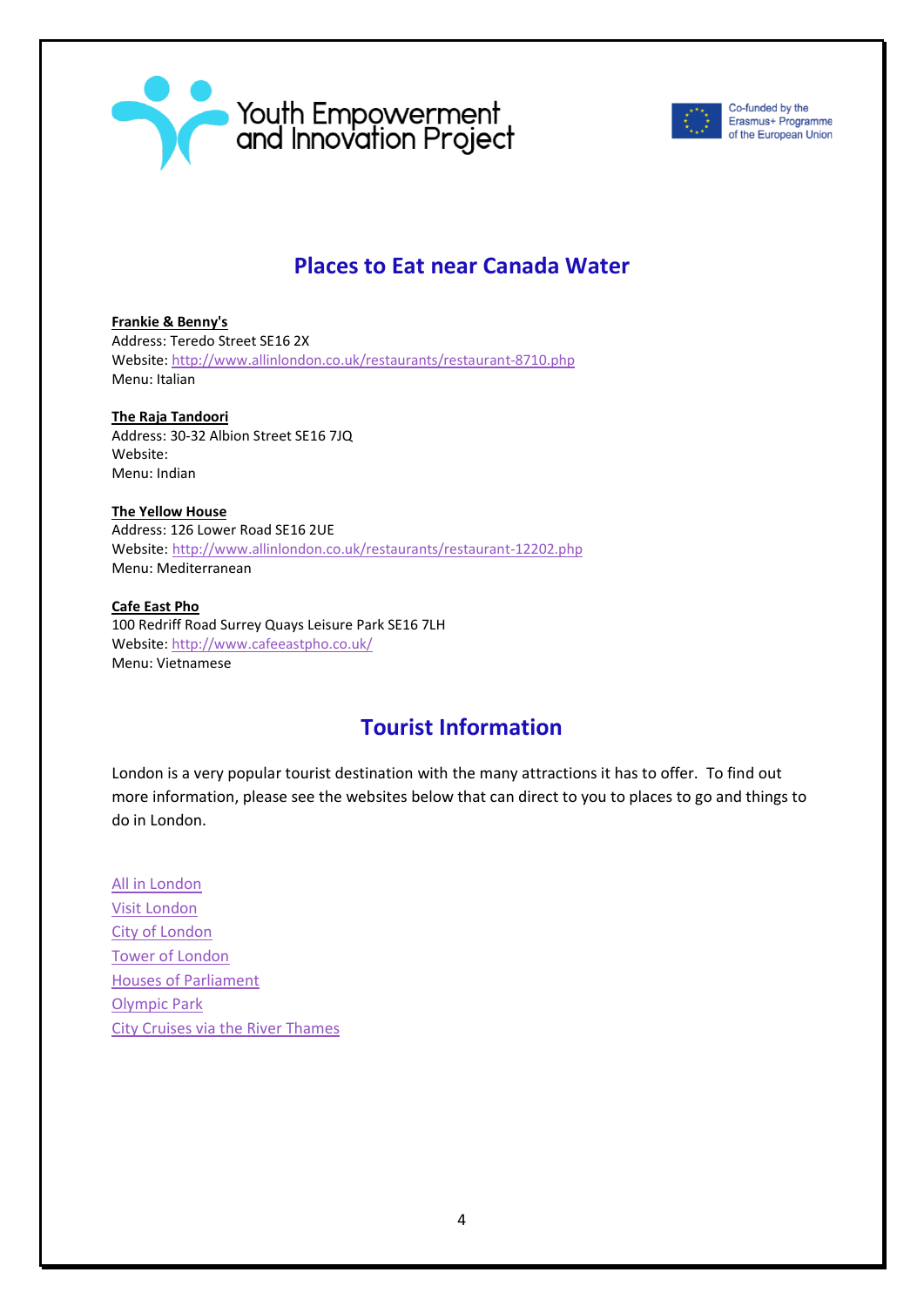## Places to Eat near Canada Water

**Frankie & Benny's**
Address: Teredo Street SE16 2X
Website: http://www.allinlondon.co.uk/restaurants/restaurant-8710.php
Menu: Italian

**The Raja Tandoori**
Address: 30-32 Albion Street SE16 7JQ
Website:
Menu: Indian

**The Yellow House**
Address: 126 Lower Road SE16 2UE
Website: http://www.allinlondon.co.uk/restaurants/restaurant-12202.php
Menu: Mediterranean

**Cafe East Pho**
100 Redriff Road Surrey Quays Leisure Park SE16 7LH
Website: http://www.cafeeastpho.co.uk/
Menu: Vietnamese

## Tourist Information

London is a very popular tourist destination with the many attractions it has to offer. To find out more information, please see the websites below that can direct to you to places to go and things to do in London.

All in London
Visit London
City of London
Tower of London
Houses of Parliament
Olympic Park
City Cruises via the River Thames